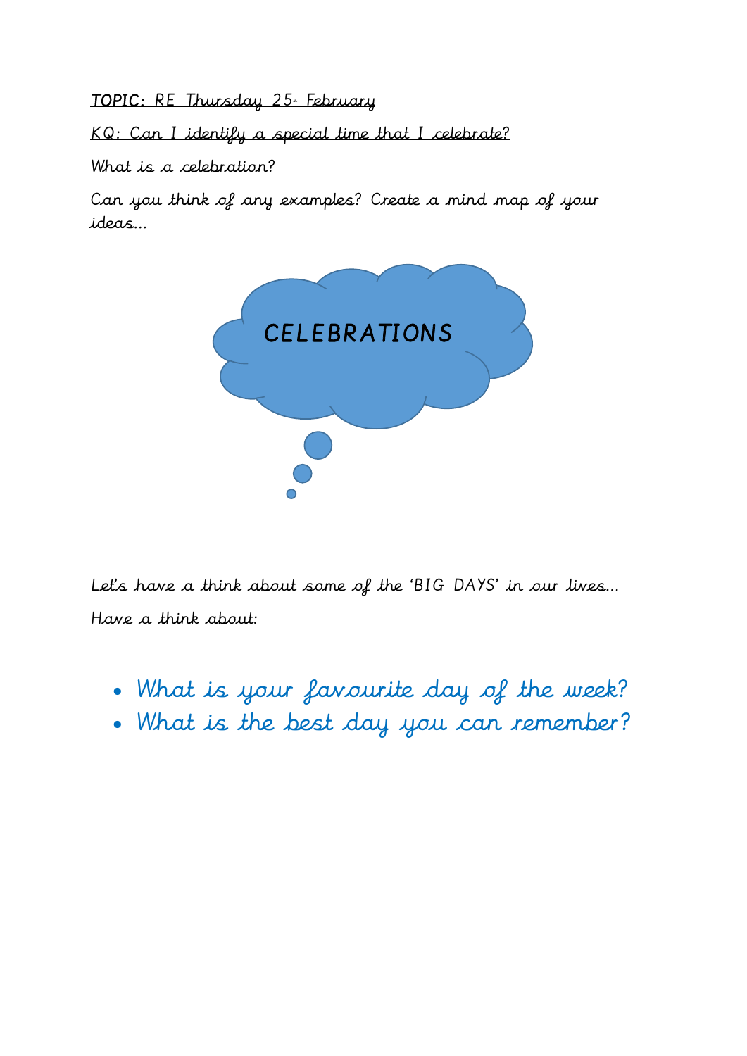**TOPIC:** RE Thursday 25th February

KQ: Can I identify a special time that I celebrate?

What is a celebration?

Can you think of any examples? Create a mind map of your ideas…

CELEBRATIONS

Let's have a think about some of the 'BIG DAYS' in our lives…

Have a think about:

- What is your favourite day of the week?
- What is the best day you can remember?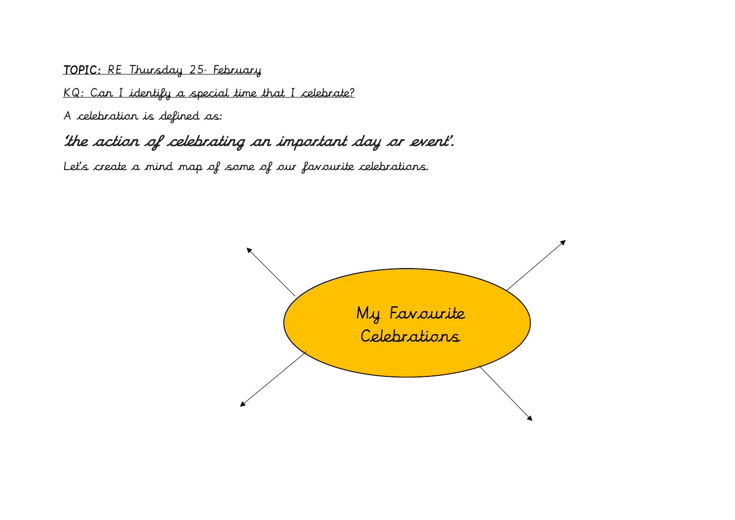**TOPIC:** RE Thursday 25th February

KQ: Can I identify a special time that I celebrate?

A celebration is defined as:

***'the action of celebrating an important day or event'.***

Let's create a mind map of some of our favourite celebrations.

My Favourite Celebrations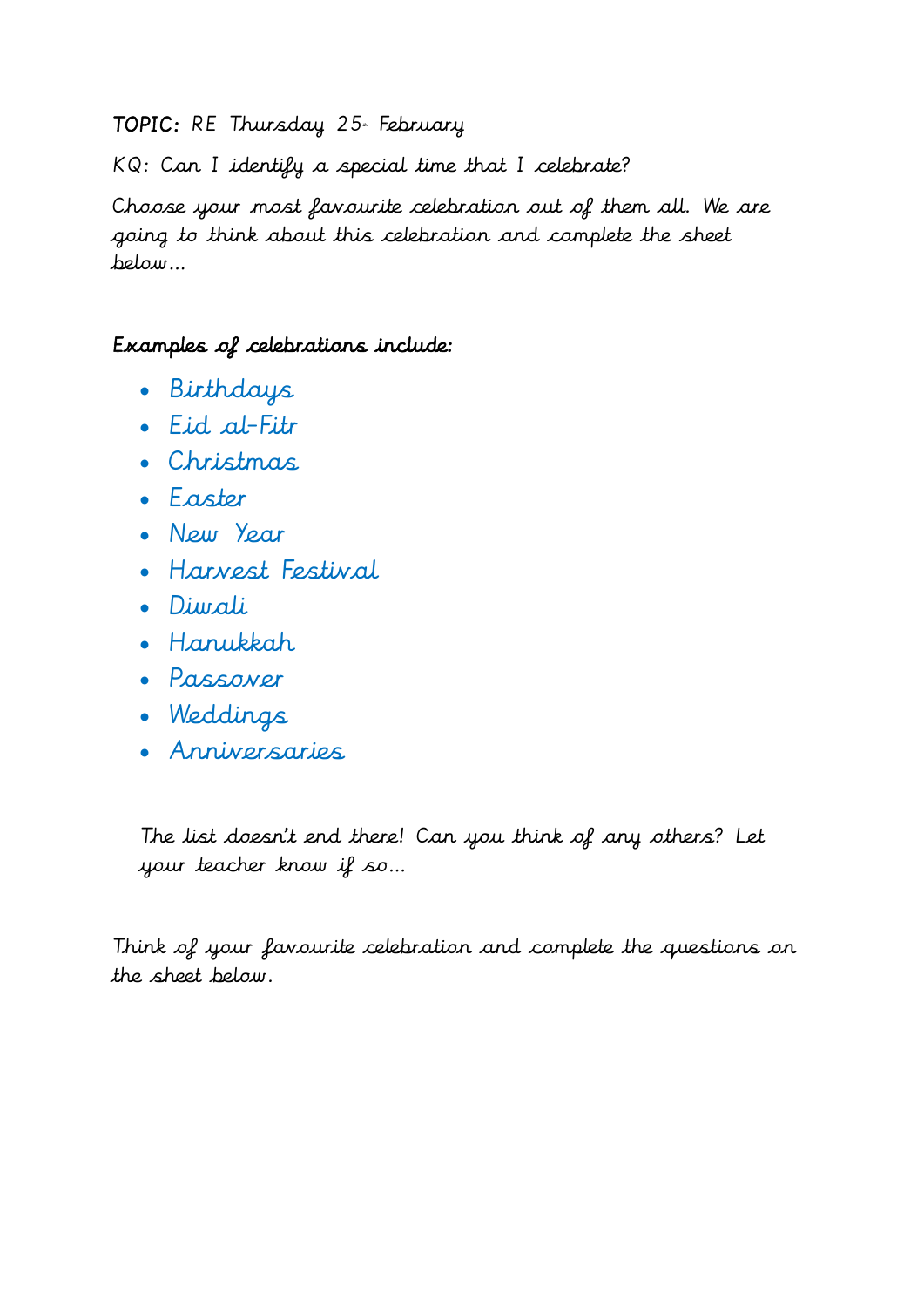**<u>TOPIC:</u>** <u>RE Thursday 25th February</u>

<u>KQ: Can I identify a special time that I celebrate?</u>

Choose your most favourite celebration out of them all. We are going to think about this celebration and complete the sheet below...

**Examples of celebrations include:**

- Birthdays
- Eid al-Fitr
- Christmas
- Easter
- New Year
- Harvest Festival
- Diwali
- Hanukkah
- Passover
- Weddings
- Anniversaries

The list doesn't end there! Can you think of any others? Let your teacher know if so...

Think of your favourite celebration and complete the questions on the sheet below.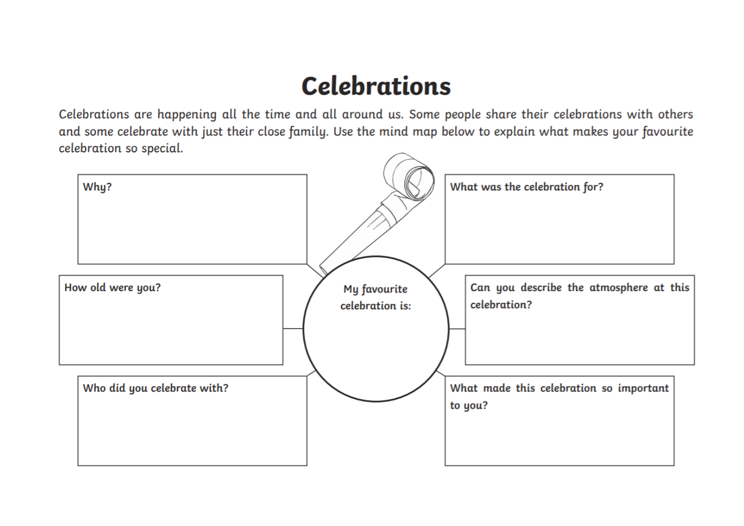# Celebrations

Celebrations are happening all the time and all around us. Some people share their celebrations with others and some celebrate with just their close family. Use the mind map below to explain what makes your favourite celebration so special.

My favourite celebration is:

Why?

What was the celebration for?

How old were you?

Can you describe the atmosphere at this celebration?

Who did you celebrate with?

What made this celebration so important to you?